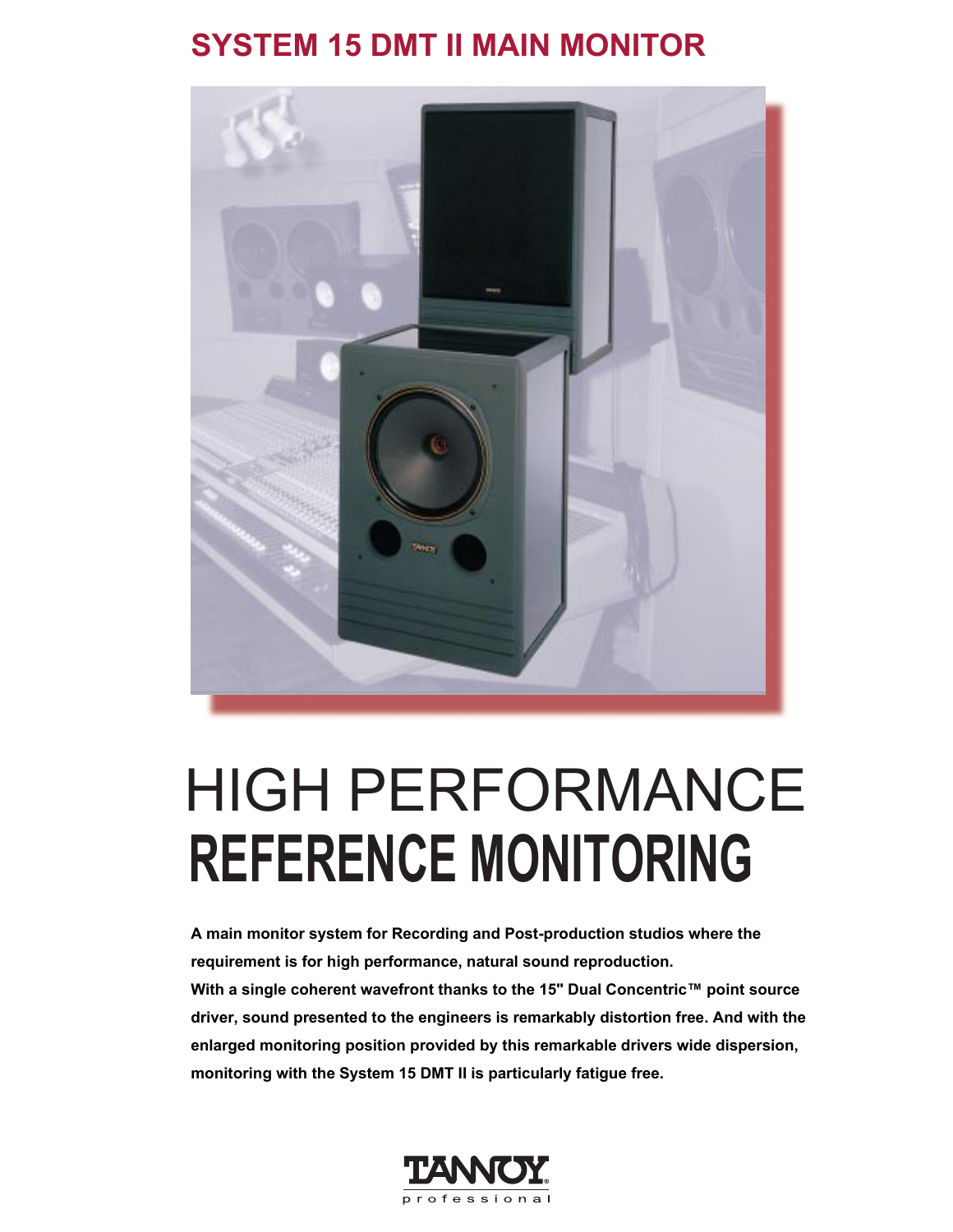# SYSTEM 15 DMT II MAIN MONITOR

# HIGH PERFORMANCE
# REFERENCE MONITORING

**A main monitor system for Recording and Post-production studios where the requirement is for high performance, natural sound reproduction.**
**With a single coherent wavefront thanks to the 15" Dual Concentric™ point source driver, sound presented to the engineers is remarkably distortion free. And with the enlarged monitoring position provided by this remarkable drivers wide dispersion, monitoring with the System 15 DMT II is particularly fatigue free.**

TANNOY® professional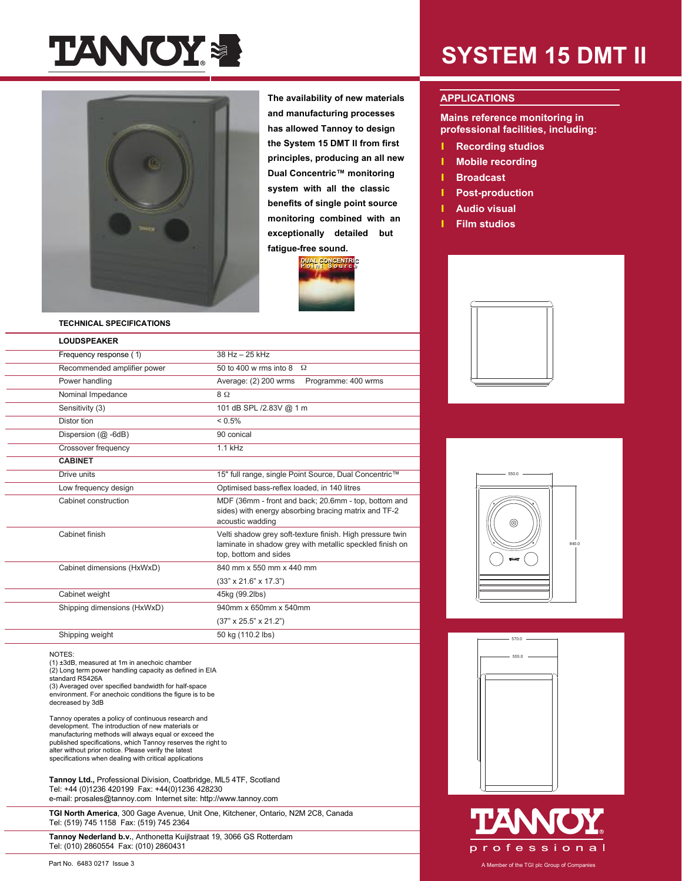# SYSTEM 15 DMT II

The availability of new materials and manufacturing processes has allowed Tannoy to design the System 15 DMT from first principles, producing an all new Dual Concentric™ monitoring system with all the classic benefits of single point source monitoring combined with an exceptionally detailed but fatigue-free sound.

## APPLICATIONS

**Mains reference monitoring in professional facilities, including:**

- Recording studios
- Mobile recording
- Broadcast
- Post-production
- Audio visual
- Film studios

## TECHNICAL SPECIFICATIONS

| | |
|---|---|
| **LOUDSPEAKER** | |
| Frequency response ( 1) | 38 Hz – 25 kHz |
| Recommended amplifier power | 50 to 400 w rms into 8 Ω |
| Power handling | Average: (2) 200 wrms Programme: 400 wrms |
| Nominal Impedance | 8 Ω |
| Sensitivity (3) | 101 dB SPL /2.83V @ 1 m |
| Distor tion | < 0.5% |
| Dispersion (@ -6dB) | 90 conical |
| Crossover frequency | 1.1 kHz |
| **CABINET** | |
| Drive units | 15" full range, single Point Source, Dual Concentric™ |
| Low frequency design | Optimised bass-reflex loaded, in 140 litres |
| Cabinet construction | MDF (36mm - front and back; 20.6mm - top, bottom and sides) with energy absorbing bracing matrix and TF-2 acoustic wadding |
| Cabinet finish | Velti shadow grey soft-texture finish. High pressure twin laminate in shadow grey with metallic speckled finish on top, bottom and sides |
| Cabinet dimensions (HxWxD) | 840 mm x 550 mm x 440 mm |
| | (33" x 21.6" x 17.3") |
| Cabinet weight | 45kg (99.2lbs) |
| Shipping dimensions (HxWxD) | 940mm x 650mm x 540mm |
| | (37" x 25.5" x 21.2") |
| Shipping weight | 50 kg (110.2 lbs) |

NOTES:
(1) ±3dB, measured at 1m in anechoic chamber
(2) Long term power handling capacity as defined in EIA standard RS426A
(3) Averaged over specified bandwidth for half-space environment. For anechoic conditions the figure is to be decreased by 3dB

Tannoy operates a policy of continuous research and development. The introduction of new materials or manufacturing methods will always equal or exceed the published specifications, which Tannoy reserves the right to alter without prior notice. Please verify the latest specifications when dealing with critical applications

550.0

840.0

570.0

555.0

**Tannoy Ltd.,** Professional Division, Coatbridge, ML5 4TF, Scotland
Tel: +44 (0)1236 420199 Fax: +44(0)1236 428230
e-mail: prosales@tannoy.com Internet site: http://www.tannoy.com

**TGI North America**, 300 Gage Avenue, Unit One, Kitchener, Ontario, N2M 2C8, Canada
Tel: (519) 745 1158 Fax: (519) 745 2364

**Tannoy Nederland b.v.**, Anthonetta Kuijlstraat 19, 3066 GS Rotterdam
Tel: (010) 2860554 Fax: (010) 2860431

Part No. 6483 0217 Issue 3

TANNOY professional

A Member of the TGI plc Group of Companies